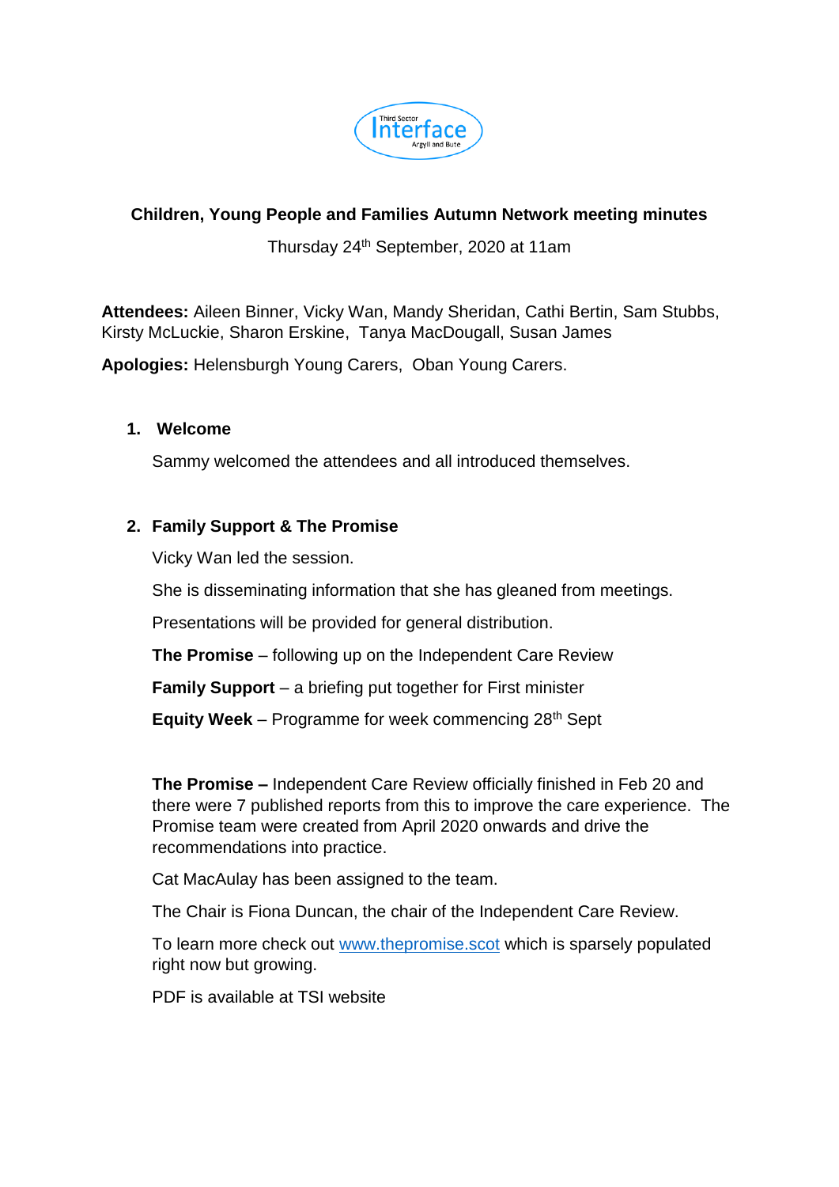Third Sector Interface Argyll and Bute

**Children, Young People and Families Autumn Network meeting minutes**

Thursday 24th September, 2020 at 11am

**Attendees:** Aileen Binner, Vicky Wan, Mandy Sheridan, Cathi Bertin, Sam Stubbs, Kirsty McLuckie, Sharon Erskine, Tanya MacDougall, Susan James

**Apologies:** Helensburgh Young Carers, Oban Young Carers.

1. **Welcome**

   Sammy welcomed the attendees and all introduced themselves.

2. **Family Support & The Promise**

   Vicky Wan led the session.

   She is disseminating information that she has gleaned from meetings.

   Presentations will be provided for general distribution.

   **The Promise** – following up on the Independent Care Review

   **Family Support** – a briefing put together for First minister

   **Equity Week** – Programme for week commencing 28th Sept

   **The Promise –** Independent Care Review officially finished in Feb 20 and there were 7 published reports from this to improve the care experience. The Promise team were created from April 2020 onwards and drive the recommendations into practice.

   Cat MacAulay has been assigned to the team.

   The Chair is Fiona Duncan, the chair of the Independent Care Review.

   To learn more check out www.thepromise.scot which is sparsely populated right now but growing.

   PDF is available at TSI website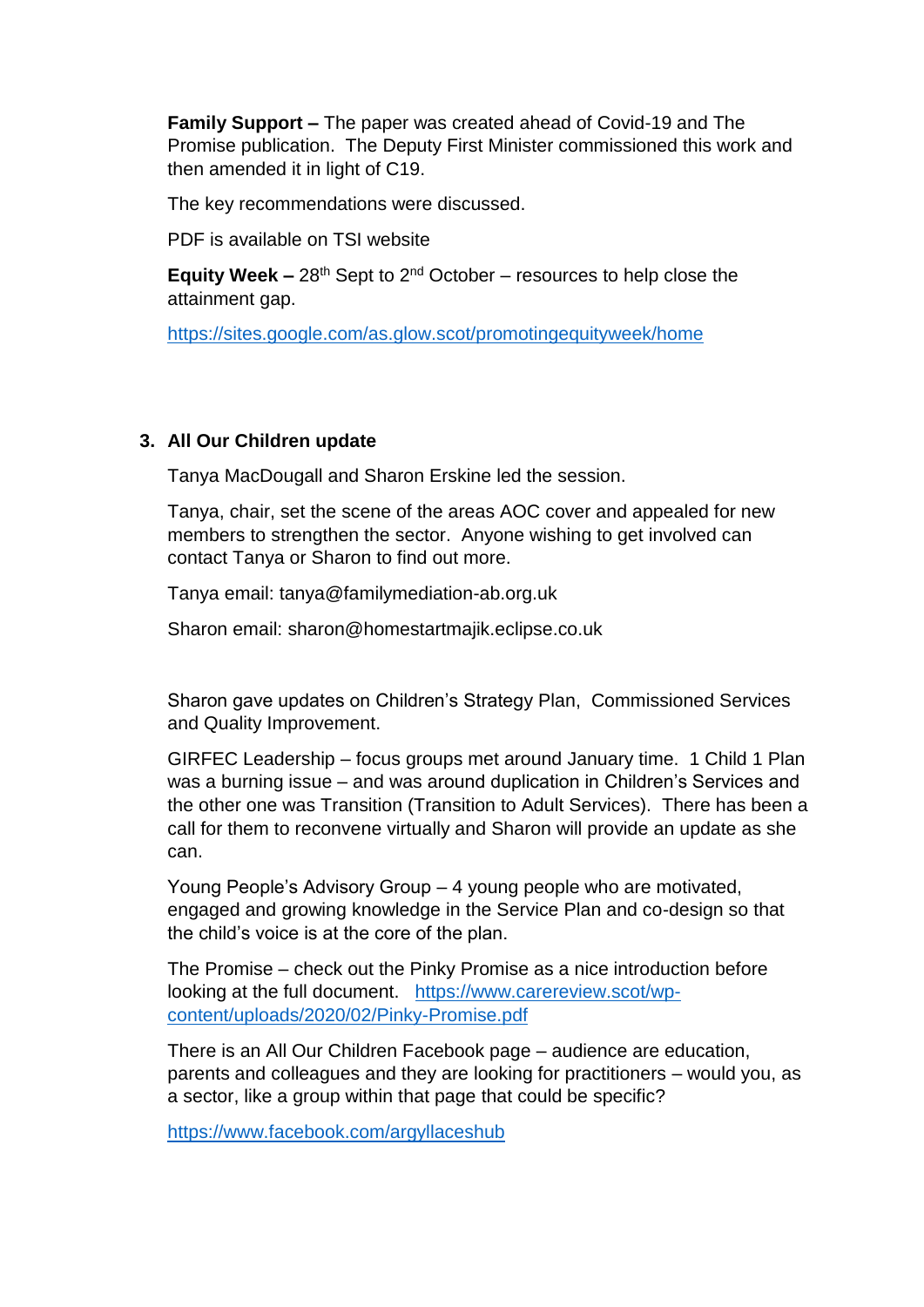**Family Support –** The paper was created ahead of Covid-19 and The Promise publication. The Deputy First Minister commissioned this work and then amended it in light of C19.

The key recommendations were discussed.

PDF is available on TSI website

**Equity Week –** 28th Sept to 2nd October – resources to help close the attainment gap.

https://sites.google.com/as.glow.scot/promotingequityweek/home

3. **All Our Children update**

Tanya MacDougall and Sharon Erskine led the session.

Tanya, chair, set the scene of the areas AOC cover and appealed for new members to strengthen the sector. Anyone wishing to get involved can contact Tanya or Sharon to find out more.

Tanya email: tanya@familymediation-ab.org.uk

Sharon email: sharon@homestartmajik.eclipse.co.uk

Sharon gave updates on Children's Strategy Plan, Commissioned Services and Quality Improvement.

GIRFEC Leadership – focus groups met around January time. 1 Child 1 Plan was a burning issue – and was around duplication in Children's Services and the other one was Transition (Transition to Adult Services). There has been a call for them to reconvene virtually and Sharon will provide an update as she can.

Young People's Advisory Group – 4 young people who are motivated, engaged and growing knowledge in the Service Plan and co-design so that the child's voice is at the core of the plan.

The Promise – check out the Pinky Promise as a nice introduction before looking at the full document. https://www.carereview.scot/wp-content/uploads/2020/02/Pinky-Promise.pdf

There is an All Our Children Facebook page – audience are education, parents and colleagues and they are looking for practitioners – would you, as a sector, like a group within that page that could be specific?

https://www.facebook.com/argyllaceshub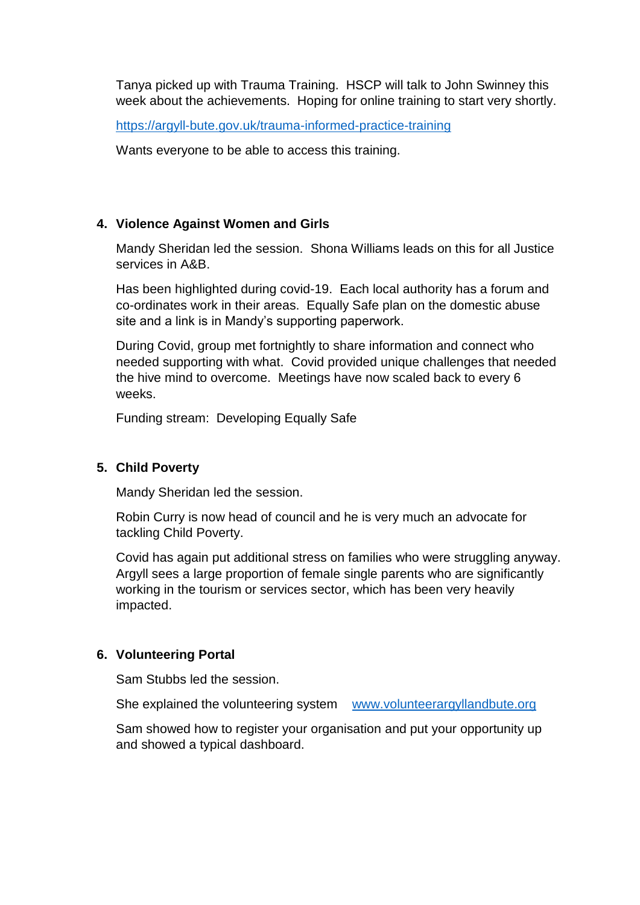Tanya picked up with Trauma Training. HSCP will talk to John Swinney this week about the achievements. Hoping for online training to start very shortly.

https://argyll-bute.gov.uk/trauma-informed-practice-training

Wants everyone to be able to access this training.

4. **Violence Against Women and Girls**

Mandy Sheridan led the session. Shona Williams leads on this for all Justice services in A&B.

Has been highlighted during covid-19. Each local authority has a forum and co-ordinates work in their areas. Equally Safe plan on the domestic abuse site and a link is in Mandy's supporting paperwork.

During Covid, group met fortnightly to share information and connect who needed supporting with what. Covid provided unique challenges that needed the hive mind to overcome. Meetings have now scaled back to every 6 weeks.

Funding stream: Developing Equally Safe

5. **Child Poverty**

Mandy Sheridan led the session.

Robin Curry is now head of council and he is very much an advocate for tackling Child Poverty.

Covid has again put additional stress on families who were struggling anyway. Argyll sees a large proportion of female single parents who are significantly working in the tourism or services sector, which has been very heavily impacted.

6. **Volunteering Portal**

Sam Stubbs led the session.

She explained the volunteering system www.volunteerargyllandbute.org

Sam showed how to register your organisation and put your opportunity up and showed a typical dashboard.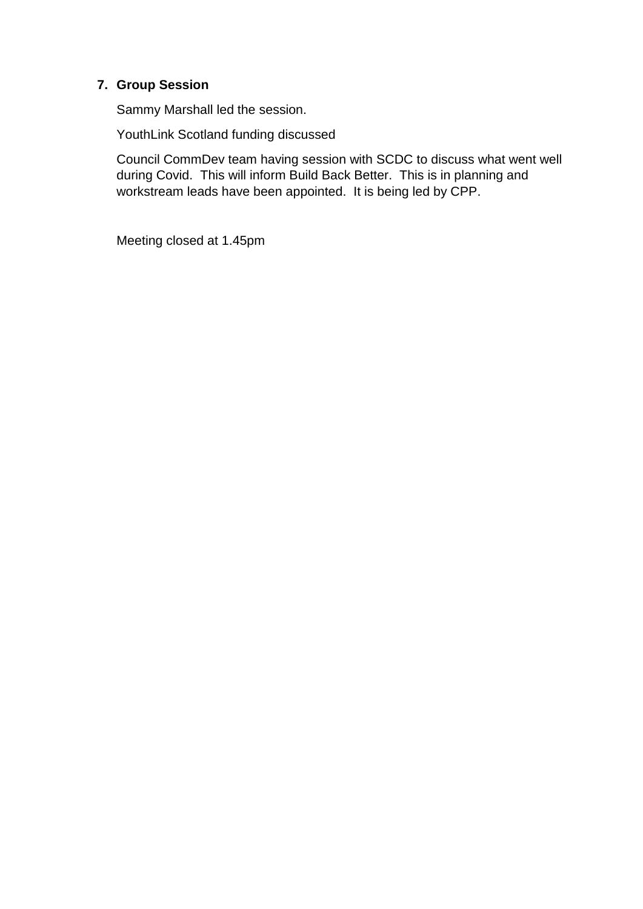7. **Group Session**

Sammy Marshall led the session.

YouthLink Scotland funding discussed

Council CommDev team having session with SCDC to discuss what went well during Covid. This will inform Build Back Better. This is in planning and workstream leads have been appointed. It is being led by CPP.

Meeting closed at 1.45pm